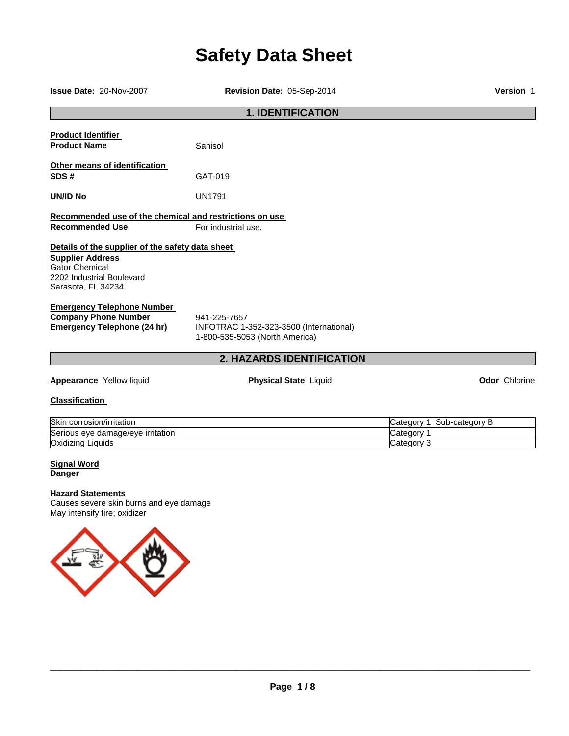# Safety Data Sheet

**Issue Date:** 20-Nov-2007 **Revision Date:** 05-Sep-2014 **Version** 1

## 1. IDENTIFICATION

**Product Identifier**

**Product Name** Sanisol

**Other means of identification**

**SDS #** GAT-019

**UN/ID No** UN1791

**Recommended use of the chemical and restrictions on use**

**Recommended Use** For industrial use.

**Details of the supplier of the safety data sheet**

**Supplier Address**
Gator Chemical
2202 Industrial Boulevard
Sarasota, FL 34234

**Emergency Telephone Number**

**Company Phone Number** 941-225-7657

**Emergency Telephone (24 hr)** INFOTRAC 1-352-323-3500 (International)
1-800-535-5053 (North America)

## 2. HAZARDS IDENTIFICATION

**Appearance** Yellow liquid **Physical State** Liquid **Odor** Chlorine

**Classification**

| | |
|---|---|
| Skin corrosion/irritation | Category 1 Sub-category B |
| Serious eye damage/eye irritation | Category 1 |
| Oxidizing Liquids | Category 3 |

**Signal Word**
**Danger**

**Hazard Statements**
Causes severe skin burns and eye damage
May intensify fire; oxidizer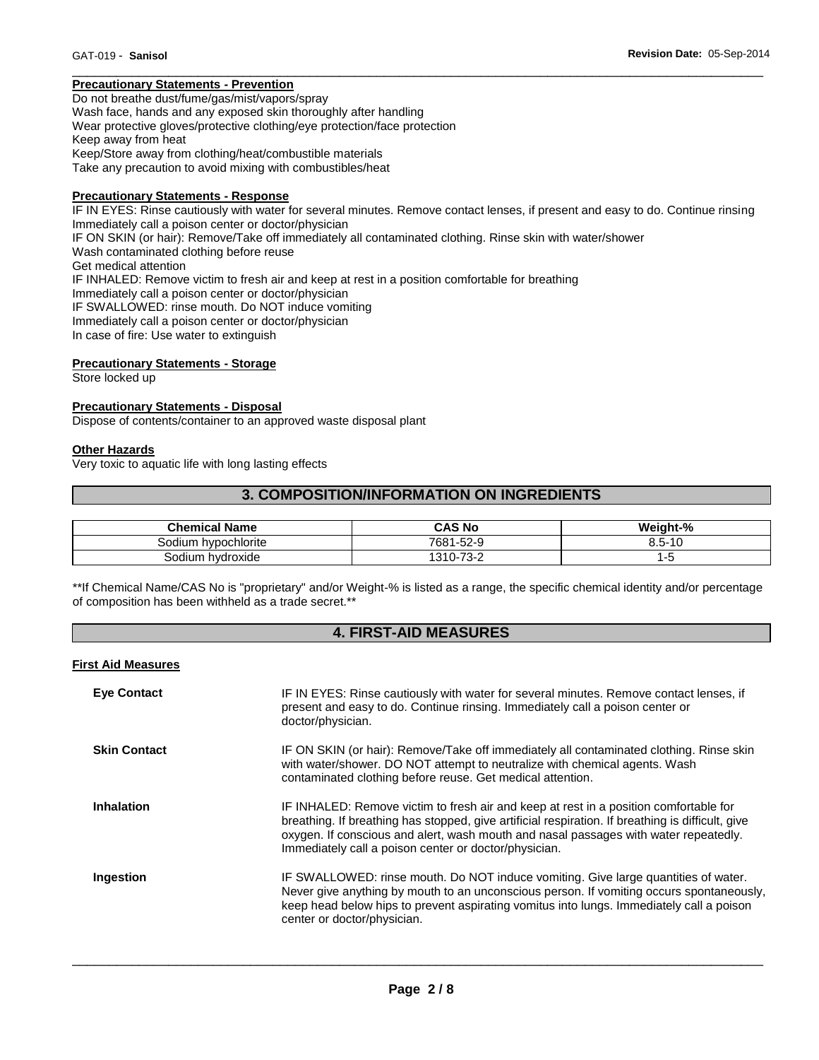### Precautionary Statements - Prevention

Do not breathe dust/fume/gas/mist/vapors/spray
Wash face, hands and any exposed skin thoroughly after handling
Wear protective gloves/protective clothing/eye protection/face protection
Keep away from heat
Keep/Store away from clothing/heat/combustible materials
Take any precaution to avoid mixing with combustibles/heat

### Precautionary Statements - Response

IF IN EYES: Rinse cautiously with water for several minutes. Remove contact lenses, if present and easy to do. Continue rinsing
Immediately call a poison center or doctor/physician
IF ON SKIN (or hair): Remove/Take off immediately all contaminated clothing. Rinse skin with water/shower
Wash contaminated clothing before reuse
Get medical attention
IF INHALED: Remove victim to fresh air and keep at rest in a position comfortable for breathing
Immediately call a poison center or doctor/physician
IF SWALLOWED: rinse mouth. Do NOT induce vomiting
Immediately call a poison center or doctor/physician
In case of fire: Use water to extinguish

### Precautionary Statements - Storage

Store locked up

### Precautionary Statements - Disposal

Dispose of contents/container to an approved waste disposal plant

### Other Hazards

Very toxic to aquatic life with long lasting effects

## 3. COMPOSITION/INFORMATION ON INGREDIENTS

| Chemical Name | CAS No | Weight-% |
|---|---|---|
| Sodium hypochlorite | 7681-52-9 | 8.5-10 |
| Sodium hydroxide | 1310-73-2 | 1-5 |

**If Chemical Name/CAS No is "proprietary" and/or Weight-% is listed as a range, the specific chemical identity and/or percentage of composition has been withheld as a trade secret.**

## 4. FIRST-AID MEASURES

### First Aid Measures

**Eye Contact**
IF IN EYES: Rinse cautiously with water for several minutes. Remove contact lenses, if present and easy to do. Continue rinsing. Immediately call a poison center or doctor/physician.

**Skin Contact**
IF ON SKIN (or hair): Remove/Take off immediately all contaminated clothing. Rinse skin with water/shower. DO NOT attempt to neutralize with chemical agents. Wash contaminated clothing before reuse. Get medical attention.

**Inhalation**
IF INHALED: Remove victim to fresh air and keep at rest in a position comfortable for breathing. If breathing has stopped, give artificial respiration. If breathing is difficult, give oxygen. If conscious and alert, wash mouth and nasal passages with water repeatedly. Immediately call a poison center or doctor/physician.

**Ingestion**
IF SWALLOWED: rinse mouth. Do NOT induce vomiting. Give large quantities of water. Never give anything by mouth to an unconscious person. If vomiting occurs spontaneously, keep head below hips to prevent aspirating vomitus into lungs. Immediately call a poison center or doctor/physician.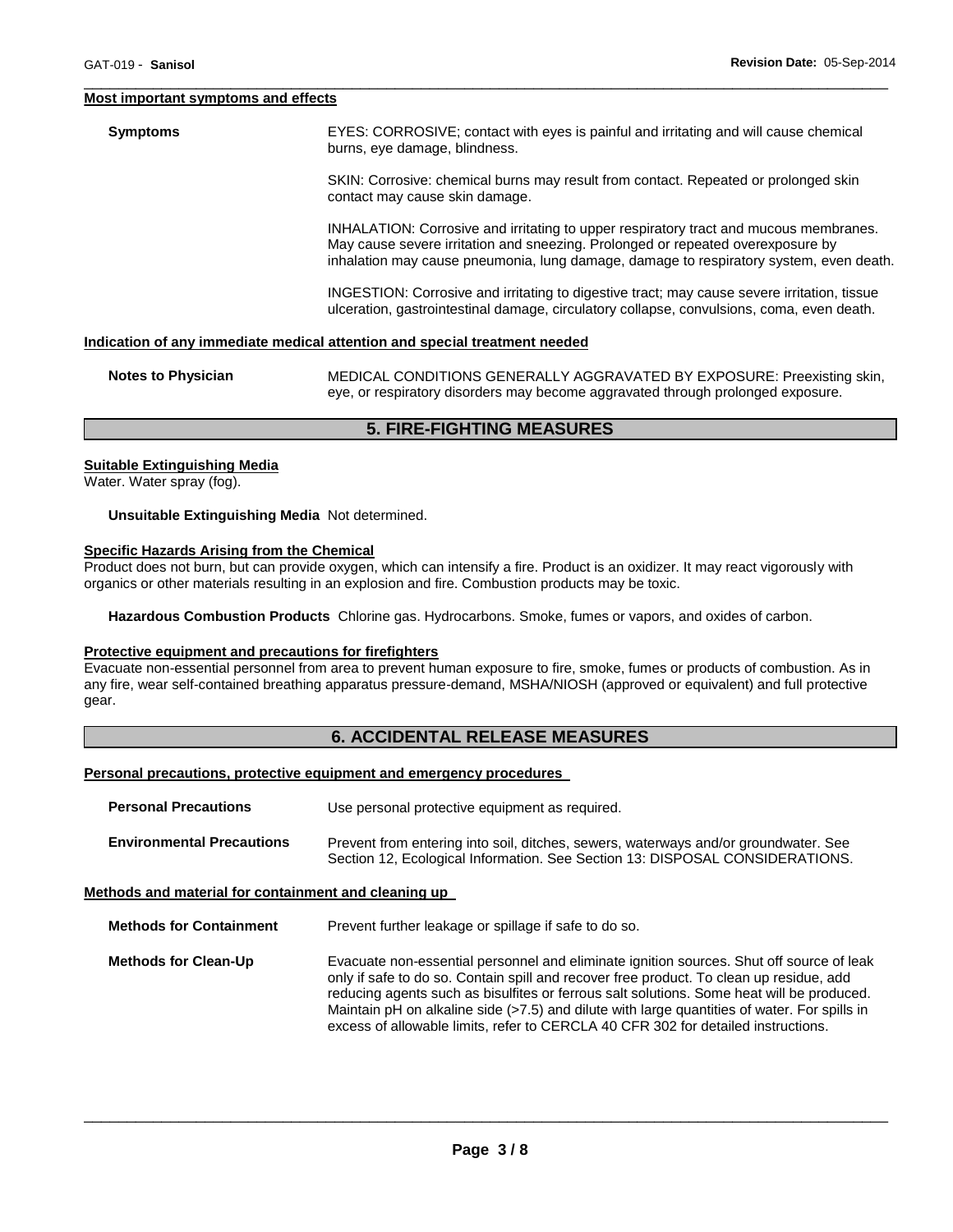#### Most important symptoms and effects

**Symptoms**

EYES: CORROSIVE; contact with eyes is painful and irritating and will cause chemical burns, eye damage, blindness.

SKIN: Corrosive: chemical burns may result from contact. Repeated or prolonged skin contact may cause skin damage.

INHALATION: Corrosive and irritating to upper respiratory tract and mucous membranes. May cause severe irritation and sneezing. Prolonged or repeated overexposure by inhalation may cause pneumonia, lung damage, damage to respiratory system, even death.

INGESTION: Corrosive and irritating to digestive tract; may cause severe irritation, tissue ulceration, gastrointestinal damage, circulatory collapse, convulsions, coma, even death.

#### Indication of any immediate medical attention and special treatment needed

**Notes to Physician** MEDICAL CONDITIONS GENERALLY AGGRAVATED BY EXPOSURE: Preexisting skin, eye, or respiratory disorders may become aggravated through prolonged exposure.

## 5. FIRE-FIGHTING MEASURES

#### Suitable Extinguishing Media

Water. Water spray (fog).

**Unsuitable Extinguishing Media** Not determined.

#### Specific Hazards Arising from the Chemical

Product does not burn, but can provide oxygen, which can intensify a fire. Product is an oxidizer. It may react vigorously with organics or other materials resulting in an explosion and fire. Combustion products may be toxic.

**Hazardous Combustion Products** Chlorine gas. Hydrocarbons. Smoke, fumes or vapors, and oxides of carbon.

#### Protective equipment and precautions for firefighters

Evacuate non-essential personnel from area to prevent human exposure to fire, smoke, fumes or products of combustion. As in any fire, wear self-contained breathing apparatus pressure-demand, MSHA/NIOSH (approved or equivalent) and full protective gear.

## 6. ACCIDENTAL RELEASE MEASURES

#### Personal precautions, protective equipment and emergency procedures

**Personal Precautions** Use personal protective equipment as required.

**Environmental Precautions** Prevent from entering into soil, ditches, sewers, waterways and/or groundwater. See Section 12, Ecological Information. See Section 13: DISPOSAL CONSIDERATIONS.

#### Methods and material for containment and cleaning up

**Methods for Containment** Prevent further leakage or spillage if safe to do so.

**Methods for Clean-Up** Evacuate non-essential personnel and eliminate ignition sources. Shut off source of leak only if safe to do so. Contain spill and recover free product. To clean up residue, add reducing agents such as bisulfites or ferrous salt solutions. Some heat will be produced. Maintain pH on alkaline side (>7.5) and dilute with large quantities of water. For spills in excess of allowable limits, refer to CERCLA 40 CFR 302 for detailed instructions.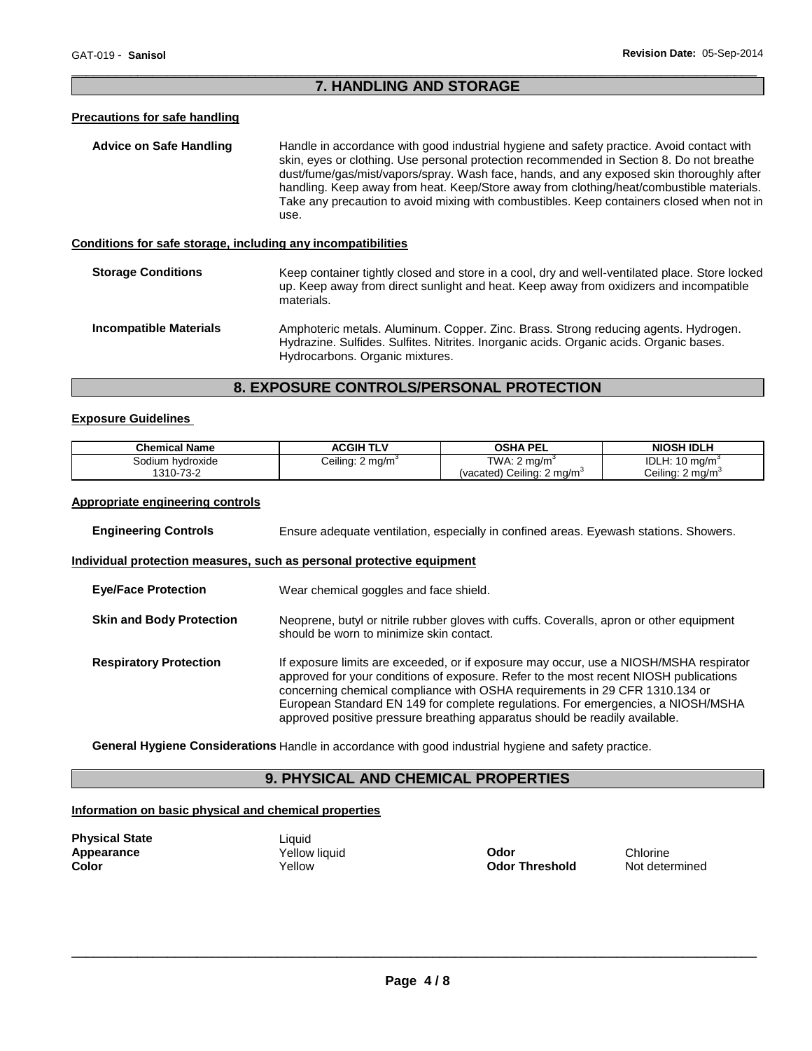## 7. HANDLING AND STORAGE

### Precautions for safe handling

**Advice on Safe Handling** Handle in accordance with good industrial hygiene and safety practice. Avoid contact with skin, eyes or clothing. Use personal protection recommended in Section 8. Do not breathe dust/fume/gas/mist/vapors/spray. Wash face, hands, and any exposed skin thoroughly after handling. Keep away from heat. Keep/Store away from clothing/heat/combustible materials. Take any precaution to avoid mixing with combustibles. Keep containers closed when not in use.

### Conditions for safe storage, including any incompatibilities

**Storage Conditions** Keep container tightly closed and store in a cool, dry and well-ventilated place. Store locked up. Keep away from direct sunlight and heat. Keep away from oxidizers and incompatible materials.

**Incompatible Materials** Amphoteric metals. Aluminum. Copper. Zinc. Brass. Strong reducing agents. Hydrogen. Hydrazine. Sulfides. Sulfites. Nitrites. Inorganic acids. Organic acids. Organic bases. Hydrocarbons. Organic mixtures.

## 8. EXPOSURE CONTROLS/PERSONAL PROTECTION

### Exposure Guidelines

| Chemical Name | ACGIH TLV | OSHA PEL | NIOSH IDLH |
|---|---|---|---|
| Sodium hydroxide<br>1310-73-2 | Ceiling: 2 mg/m$^3$ | TWA: 2 mg/m$^3$<br>(vacated) Ceiling: 2 mg/m$^3$ | IDLH: 10 mg/m$^3$<br>Ceiling: 2 mg/m$^3$ |

### Appropriate engineering controls

**Engineering Controls** Ensure adequate ventilation, especially in confined areas. Eyewash stations. Showers.

### Individual protection measures, such as personal protective equipment

**Eye/Face Protection** Wear chemical goggles and face shield.

**Skin and Body Protection** Neoprene, butyl or nitrile rubber gloves with cuffs. Coveralls, apron or other equipment should be worn to minimize skin contact.

**Respiratory Protection** If exposure limits are exceeded, or if exposure may occur, use a NIOSH/MSHA respirator approved for your conditions of exposure. Refer to the most recent NIOSH publications concerning chemical compliance with OSHA requirements in 29 CFR 1310.134 or European Standard EN 149 for complete regulations. For emergencies, a NIOSH/MSHA approved positive pressure breathing apparatus should be readily available.

**General Hygiene Considerations** Handle in accordance with good industrial hygiene and safety practice.

## 9. PHYSICAL AND CHEMICAL PROPERTIES

### Information on basic physical and chemical properties

**Physical State** Liquid
**Appearance** Yellow liquid
**Color** Yellow
**Odor** Chlorine
**Odor Threshold** Not determined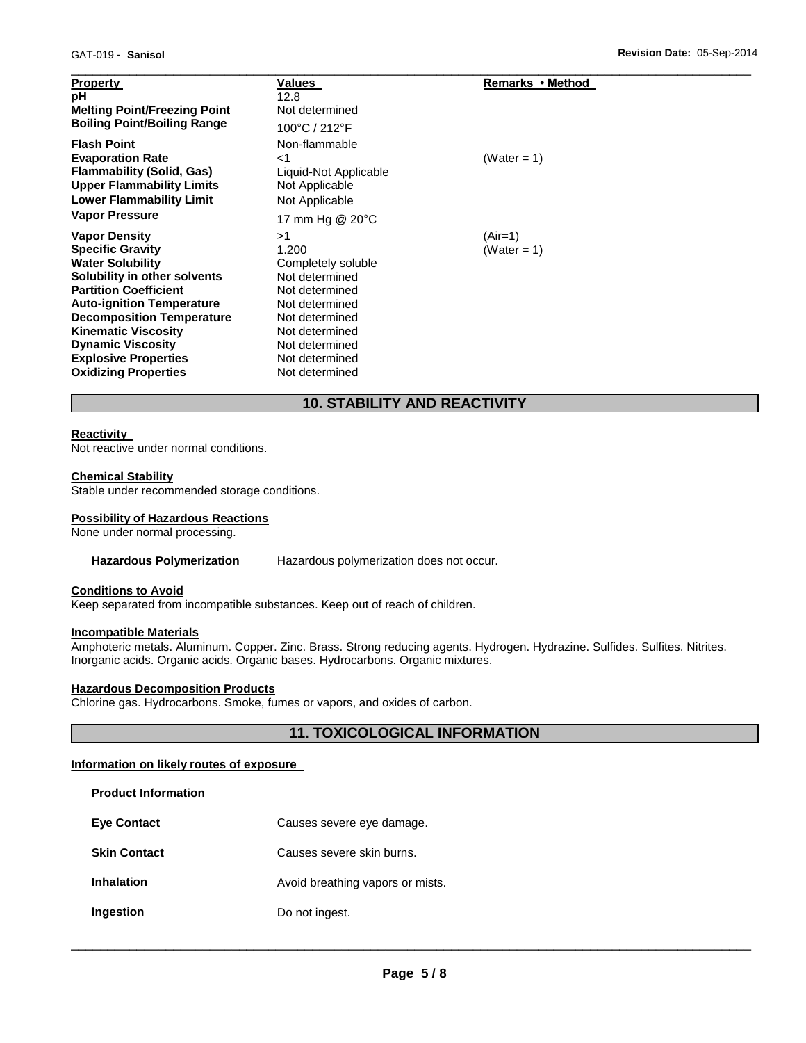| Property | Values | Remarks • Method |
|---|---|---|
| pH | 12.8 | |
| Melting Point/Freezing Point | Not determined | |
| Boiling Point/Boiling Range | 100°C / 212°F | |
| Flash Point | Non-flammable | |
| Evaporation Rate | <1 | (Water = 1) |
| Flammability (Solid, Gas) | Liquid-Not Applicable | |
| Upper Flammability Limits | Not Applicable | |
| Lower Flammability Limit | Not Applicable | |
| Vapor Pressure | 17 mm Hg @ 20°C | |
| Vapor Density | >1 | (Air=1) |
| Specific Gravity | 1.200 | (Water = 1) |
| Water Solubility | Completely soluble | |
| Solubility in other solvents | Not determined | |
| Partition Coefficient | Not determined | |
| Auto-ignition Temperature | Not determined | |
| Decomposition Temperature | Not determined | |
| Kinematic Viscosity | Not determined | |
| Dynamic Viscosity | Not determined | |
| Explosive Properties | Not determined | |
| Oxidizing Properties | Not determined | |

## 10. STABILITY AND REACTIVITY

**Reactivity**

Not reactive under normal conditions.

**Chemical Stability**

Stable under recommended storage conditions.

**Possibility of Hazardous Reactions**

None under normal processing.

**Hazardous Polymerization** Hazardous polymerization does not occur.

**Conditions to Avoid**

Keep separated from incompatible substances. Keep out of reach of children.

**Incompatible Materials**

Amphoteric metals. Aluminum. Copper. Zinc. Brass. Strong reducing agents. Hydrogen. Hydrazine. Sulfides. Sulfites. Nitrites. Inorganic acids. Organic acids. Organic bases. Hydrocarbons. Organic mixtures.

**Hazardous Decomposition Products**

Chlorine gas. Hydrocarbons. Smoke, fumes or vapors, and oxides of carbon.

## 11. TOXICOLOGICAL INFORMATION

**Information on likely routes of exposure**

**Product Information**

| | |
|---|---|
| **Eye Contact** | Causes severe eye damage. |
| **Skin Contact** | Causes severe skin burns. |
| **Inhalation** | Avoid breathing vapors or mists. |
| **Ingestion** | Do not ingest. |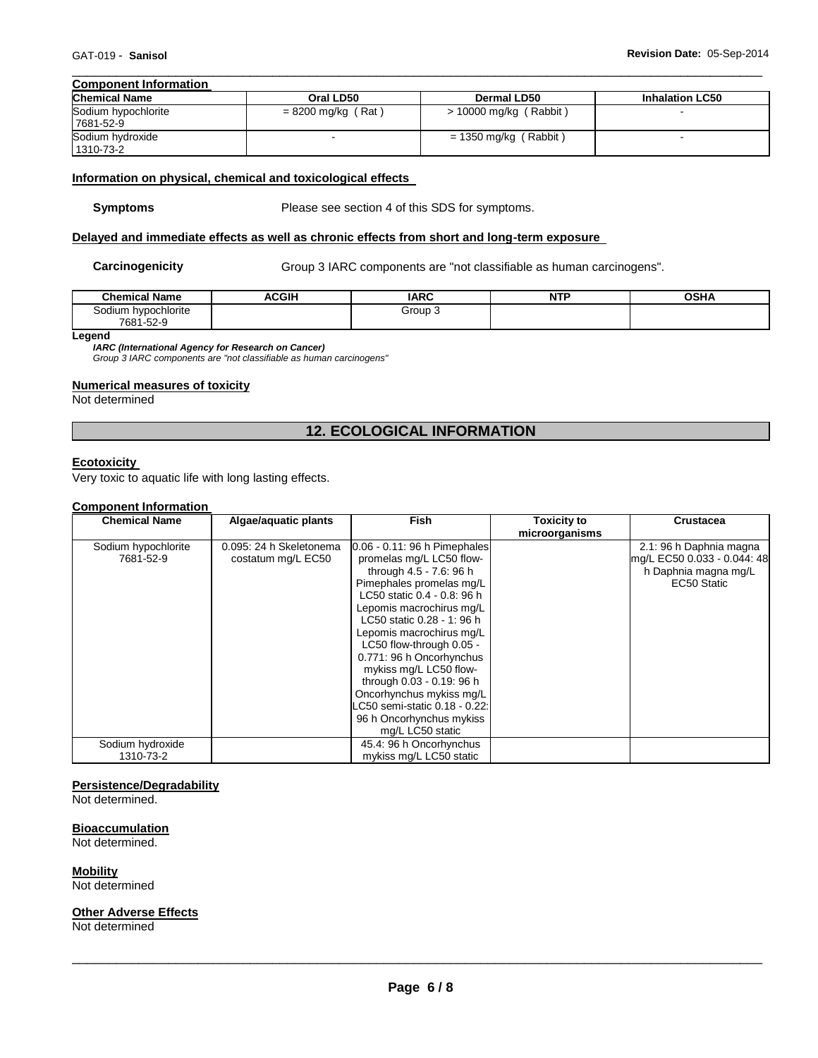### Component Information

| Chemical Name | Oral LD50 | Dermal LD50 | Inhalation LC50 |
|---|---|---|---|
| Sodium hypochlorite 7681-52-9 | = 8200 mg/kg ( Rat ) | > 10000 mg/kg ( Rabbit ) | - |
| Sodium hydroxide 1310-73-2 | - | = 1350 mg/kg ( Rabbit ) | - |

### Information on physical, chemical and toxicological effects

**Symptoms** Please see section 4 of this SDS for symptoms.

### Delayed and immediate effects as well as chronic effects from short and long-term exposure

**Carcinogenicity** Group 3 IARC components are "not classifiable as human carcinogens".

| Chemical Name | ACGIH | IARC | NTP | OSHA |
|---|---|---|---|---|
| Sodium hypochlorite 7681-52-9 | | Group 3 | | |

**Legend**

***IARC (International Agency for Research on Cancer)***

*Group 3 IARC components are "not classifiable as human carcinogens"*

### Numerical measures of toxicity

Not determined

## 12. ECOLOGICAL INFORMATION

### Ecotoxicity

Very toxic to aquatic life with long lasting effects.

### Component Information

| Chemical Name | Algae/aquatic plants | Fish | Toxicity to microorganisms | Crustacea |
|---|---|---|---|---|
| Sodium hypochlorite 7681-52-9 | 0.095: 24 h Skeletonema costatum mg/L EC50 | 0.06 - 0.11: 96 h Pimephales promelas mg/L LC50 flow-through 4.5 - 7.6: 96 h Pimephales promelas mg/L LC50 static 0.4 - 0.8: 96 h Lepomis macrochirus mg/L LC50 static 0.28 - 1: 96 h Lepomis macrochirus mg/L LC50 flow-through 0.05 - 0.771: 96 h Oncorhynchus mykiss mg/L LC50 flow-through 0.03 - 0.19: 96 h Oncorhynchus mykiss mg/L LC50 semi-static 0.18 - 0.22: 96 h Oncorhynchus mykiss mg/L LC50 static | | 2.1: 96 h Daphnia magna mg/L EC50 0.033 - 0.044: 48 h Daphnia magna mg/L EC50 Static |
| Sodium hydroxide 1310-73-2 | | 45.4: 96 h Oncorhynchus mykiss mg/L LC50 static | | |

### Persistence/Degradability

Not determined.

### Bioaccumulation

Not determined.

### Mobility

Not determined

### Other Adverse Effects

Not determined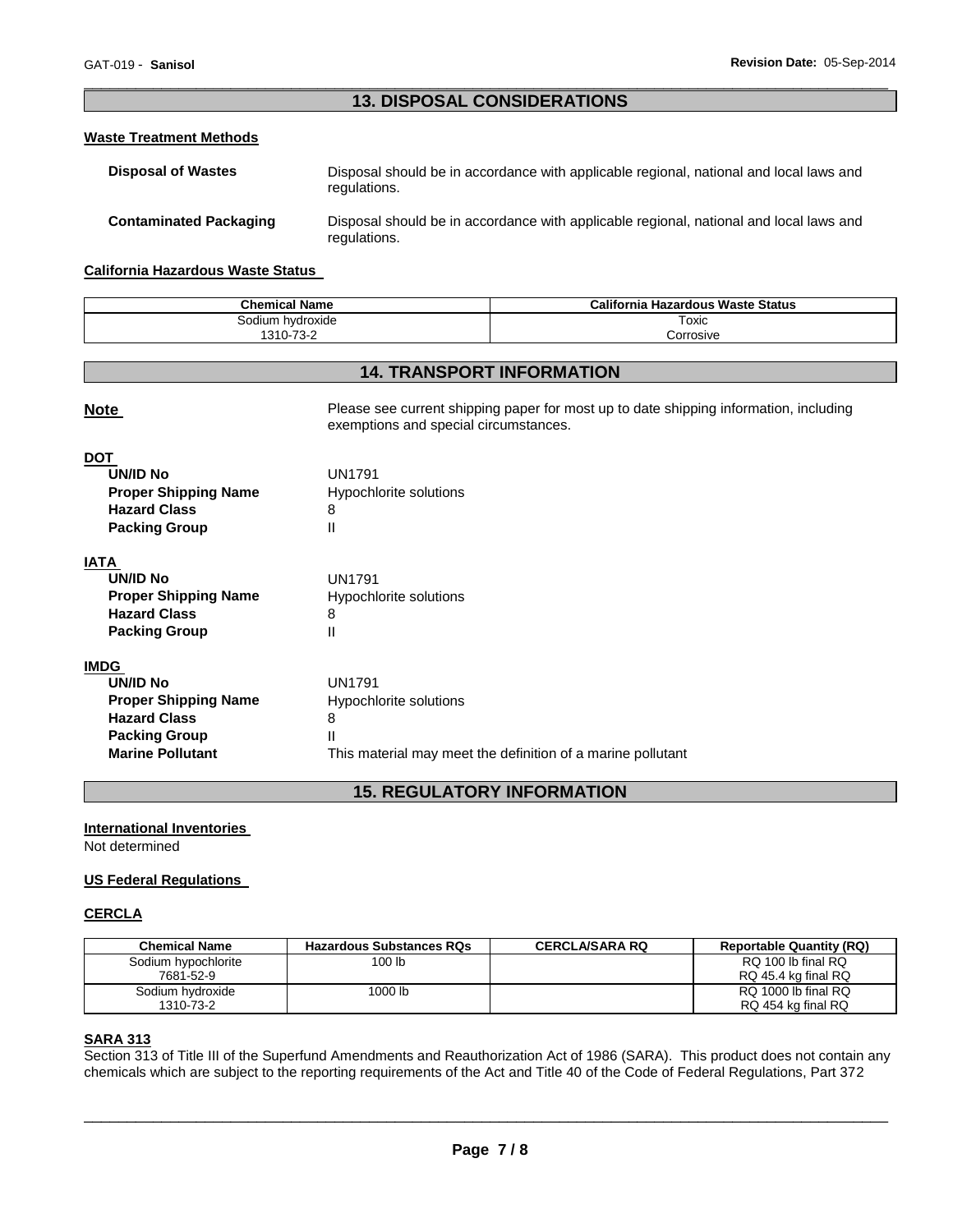## 13. DISPOSAL CONSIDERATIONS

### Waste Treatment Methods

**Disposal of Wastes** Disposal should be in accordance with applicable regional, national and local laws and regulations.

**Contaminated Packaging** Disposal should be in accordance with applicable regional, national and local laws and regulations.

### California Hazardous Waste Status

| Chemical Name | California Hazardous Waste Status |
|---|---|
| Sodium hydroxide<br>1310-73-2 | Toxic<br>Corrosive |

## 14. TRANSPORT INFORMATION

**Note** Please see current shipping paper for most up to date shipping information, including exemptions and special circumstances.

**DOT**

- **UN/ID No** UN1791
- **Proper Shipping Name** Hypochlorite solutions
- **Hazard Class** 8
- **Packing Group** II

**IATA**

- **UN/ID No** UN1791
- **Proper Shipping Name** Hypochlorite solutions
- **Hazard Class** 8
- **Packing Group** II

**IMDG**

- **UN/ID No** UN1791
- **Proper Shipping Name** Hypochlorite solutions
- **Hazard Class** 8
- **Packing Group** II
- **Marine Pollutant** This material may meet the definition of a marine pollutant

## 15. REGULATORY INFORMATION

### International Inventories

Not determined

### US Federal Regulations

### CERCLA

| Chemical Name | Hazardous Substances RQs | CERCLA/SARA RQ | Reportable Quantity (RQ) |
|---|---|---|---|
| Sodium hypochlorite<br>7681-52-9 | 100 lb | | RQ 100 lb final RQ<br>RQ 45.4 kg final RQ |
| Sodium hydroxide<br>1310-73-2 | 1000 lb | | RQ 1000 lb final RQ<br>RQ 454 kg final RQ |

### SARA 313

Section 313 of Title III of the Superfund Amendments and Reauthorization Act of 1986 (SARA). This product does not contain any chemicals which are subject to the reporting requirements of the Act and Title 40 of the Code of Federal Regulations, Part 372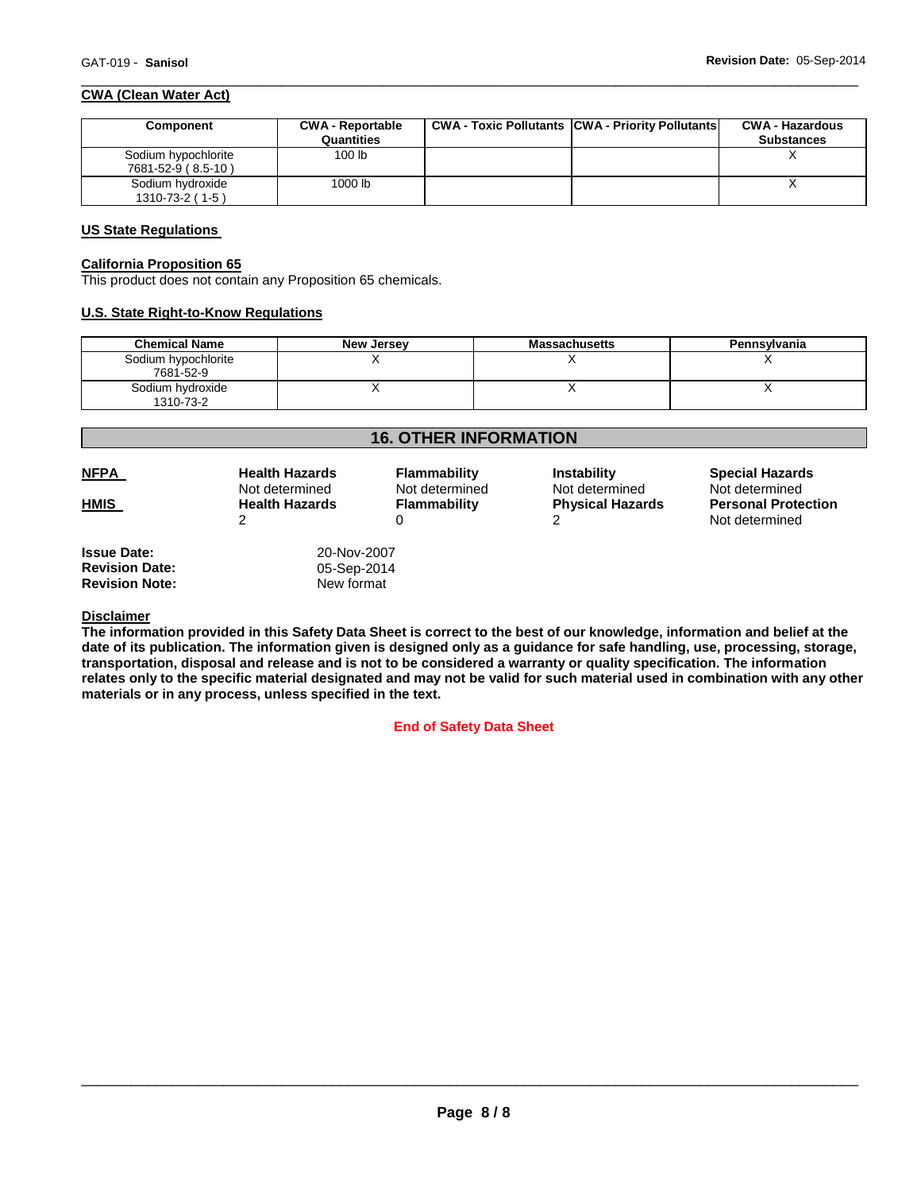### CWA (Clean Water Act)

| Component | CWA - Reportable Quantities | CWA - Toxic Pollutants | CWA - Priority Pollutants | CWA - Hazardous Substances |
|---|---|---|---|---|
| Sodium hypochlorite 7681-52-9 ( 8.5-10 ) | 100 lb | | | X |
| Sodium hydroxide 1310-73-2 ( 1-5 ) | 1000 lb | | | X |

### US State Regulations

### California Proposition 65

This product does not contain any Proposition 65 chemicals.

### U.S. State Right-to-Know Regulations

| Chemical Name | New Jersey | Massachusetts | Pennsylvania |
|---|---|---|---|
| Sodium hypochlorite 7681-52-9 | X | X | X |
| Sodium hydroxide 1310-73-2 | X | X | X |

## 16. OTHER INFORMATION

| | | | | |
|---|---|---|---|---|
| **NFPA** | **Health Hazards** Not determined | **Flammability** Not determined | **Instability** Not determined | **Special Hazards** Not determined |
| **HMIS** | **Health Hazards** 2 | **Flammability** 0 | **Physical Hazards** 2 | **Personal Protection** Not determined |

**Issue Date:** 20-Nov-2007
**Revision Date:** 05-Sep-2014
**Revision Note:** New format

**Disclaimer**

**The information provided in this Safety Data Sheet is correct to the best of our knowledge, information and belief at the date of its publication. The information given is designed only as a guidance for safe handling, use, processing, storage, transportation, disposal and release and is not to be considered a warranty or quality specification. The information relates only to the specific material designated and may not be valid for such material used in combination with any other materials or in any process, unless specified in the text.**

**End of Safety Data Sheet**